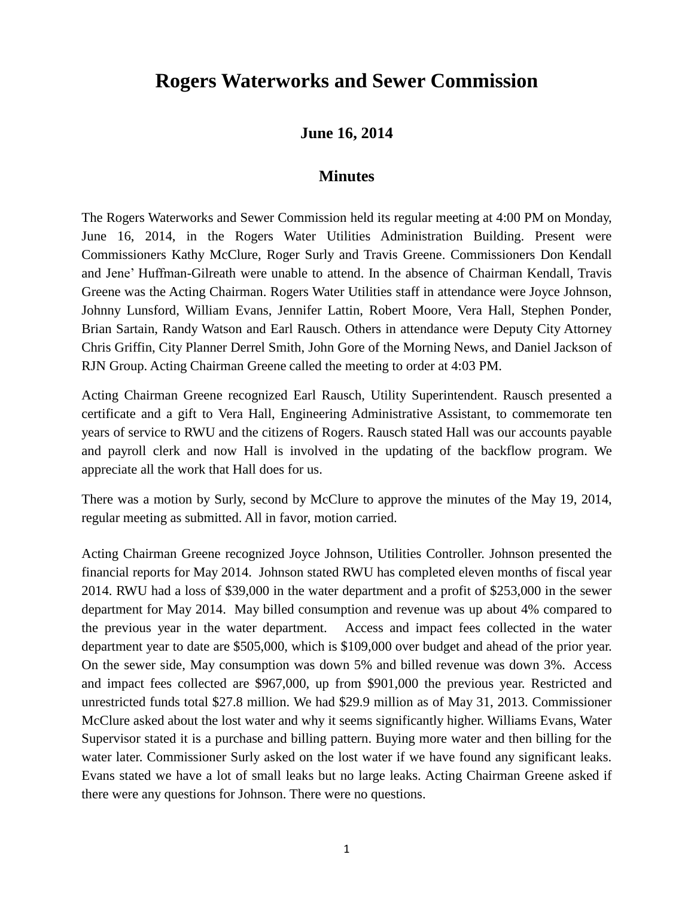# Rogers Waterworks and Sewer Commission

## June 16, 2014

## Minutes

The Rogers Waterworks and Sewer Commission held its regular meeting at 4:00 PM on Monday, June 16, 2014, in the Rogers Water Utilities Administration Building. Present were Commissioners Kathy McClure, Roger Surly and Travis Greene. Commissioners Don Kendall and Jene' Huffman-Gilreath were unable to attend. In the absence of Chairman Kendall, Travis Greene was the Acting Chairman. Rogers Water Utilities staff in attendance were Joyce Johnson, Johnny Lunsford, William Evans, Jennifer Lattin, Robert Moore, Vera Hall, Stephen Ponder, Brian Sartain, Randy Watson and Earl Rausch. Others in attendance were Deputy City Attorney Chris Griffin, City Planner Derrel Smith, John Gore of the Morning News, and Daniel Jackson of RJN Group. Acting Chairman Greene called the meeting to order at 4:03 PM.

Acting Chairman Greene recognized Earl Rausch, Utility Superintendent. Rausch presented a certificate and a gift to Vera Hall, Engineering Administrative Assistant, to commemorate ten years of service to RWU and the citizens of Rogers. Rausch stated Hall was our accounts payable and payroll clerk and now Hall is involved in the updating of the backflow program. We appreciate all the work that Hall does for us.

There was a motion by Surly, second by McClure to approve the minutes of the May 19, 2014, regular meeting as submitted. All in favor, motion carried.

Acting Chairman Greene recognized Joyce Johnson, Utilities Controller. Johnson presented the financial reports for May 2014. Johnson stated RWU has completed eleven months of fiscal year 2014. RWU had a loss of $39,000 in the water department and a profit of $253,000 in the sewer department for May 2014. May billed consumption and revenue was up about 4% compared to the previous year in the water department. Access and impact fees collected in the water department year to date are $505,000, which is $109,000 over budget and ahead of the prior year. On the sewer side, May consumption was down 5% and billed revenue was down 3%. Access and impact fees collected are $967,000, up from $901,000 the previous year. Restricted and unrestricted funds total $27.8 million. We had $29.9 million as of May 31, 2013. Commissioner McClure asked about the lost water and why it seems significantly higher. Williams Evans, Water Supervisor stated it is a purchase and billing pattern. Buying more water and then billing for the water later. Commissioner Surly asked on the lost water if we have found any significant leaks. Evans stated we have a lot of small leaks but no large leaks. Acting Chairman Greene asked if there were any questions for Johnson. There were no questions.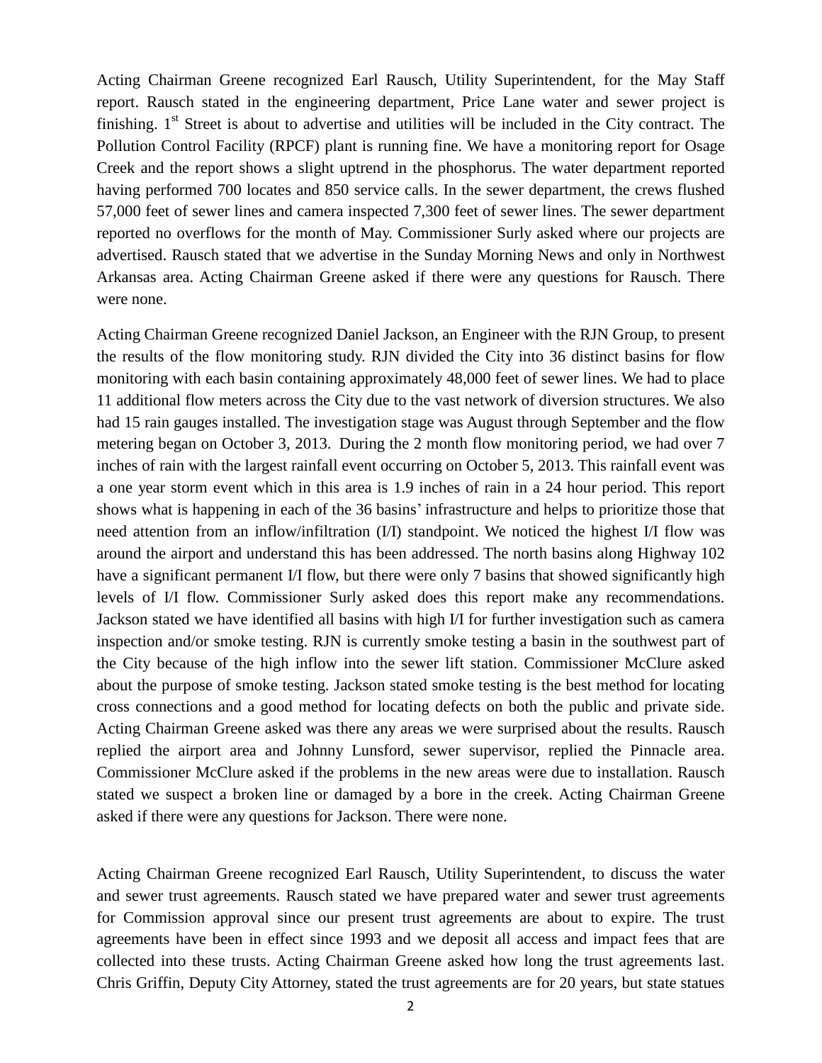Acting Chairman Greene recognized Earl Rausch, Utility Superintendent, for the May Staff report. Rausch stated in the engineering department, Price Lane water and sewer project is finishing. 1st Street is about to advertise and utilities will be included in the City contract. The Pollution Control Facility (RPCF) plant is running fine. We have a monitoring report for Osage Creek and the report shows a slight uptrend in the phosphorus. The water department reported having performed 700 locates and 850 service calls. In the sewer department, the crews flushed 57,000 feet of sewer lines and camera inspected 7,300 feet of sewer lines. The sewer department reported no overflows for the month of May. Commissioner Surly asked where our projects are advertised. Rausch stated that we advertise in the Sunday Morning News and only in Northwest Arkansas area. Acting Chairman Greene asked if there were any questions for Rausch. There were none.

Acting Chairman Greene recognized Daniel Jackson, an Engineer with the RJN Group, to present the results of the flow monitoring study. RJN divided the City into 36 distinct basins for flow monitoring with each basin containing approximately 48,000 feet of sewer lines. We had to place 11 additional flow meters across the City due to the vast network of diversion structures. We also had 15 rain gauges installed. The investigation stage was August through September and the flow metering began on October 3, 2013. During the 2 month flow monitoring period, we had over 7 inches of rain with the largest rainfall event occurring on October 5, 2013. This rainfall event was a one year storm event which in this area is 1.9 inches of rain in a 24 hour period. This report shows what is happening in each of the 36 basins' infrastructure and helps to prioritize those that need attention from an inflow/infiltration (I/I) standpoint. We noticed the highest I/I flow was around the airport and understand this has been addressed. The north basins along Highway 102 have a significant permanent I/I flow, but there were only 7 basins that showed significantly high levels of I/I flow. Commissioner Surly asked does this report make any recommendations. Jackson stated we have identified all basins with high I/I for further investigation such as camera inspection and/or smoke testing. RJN is currently smoke testing a basin in the southwest part of the City because of the high inflow into the sewer lift station. Commissioner McClure asked about the purpose of smoke testing. Jackson stated smoke testing is the best method for locating cross connections and a good method for locating defects on both the public and private side. Acting Chairman Greene asked was there any areas we were surprised about the results. Rausch replied the airport area and Johnny Lunsford, sewer supervisor, replied the Pinnacle area. Commissioner McClure asked if the problems in the new areas were due to installation. Rausch stated we suspect a broken line or damaged by a bore in the creek. Acting Chairman Greene asked if there were any questions for Jackson. There were none.

Acting Chairman Greene recognized Earl Rausch, Utility Superintendent, to discuss the water and sewer trust agreements. Rausch stated we have prepared water and sewer trust agreements for Commission approval since our present trust agreements are about to expire. The trust agreements have been in effect since 1993 and we deposit all access and impact fees that are collected into these trusts. Acting Chairman Greene asked how long the trust agreements last. Chris Griffin, Deputy City Attorney, stated the trust agreements are for 20 years, but state statues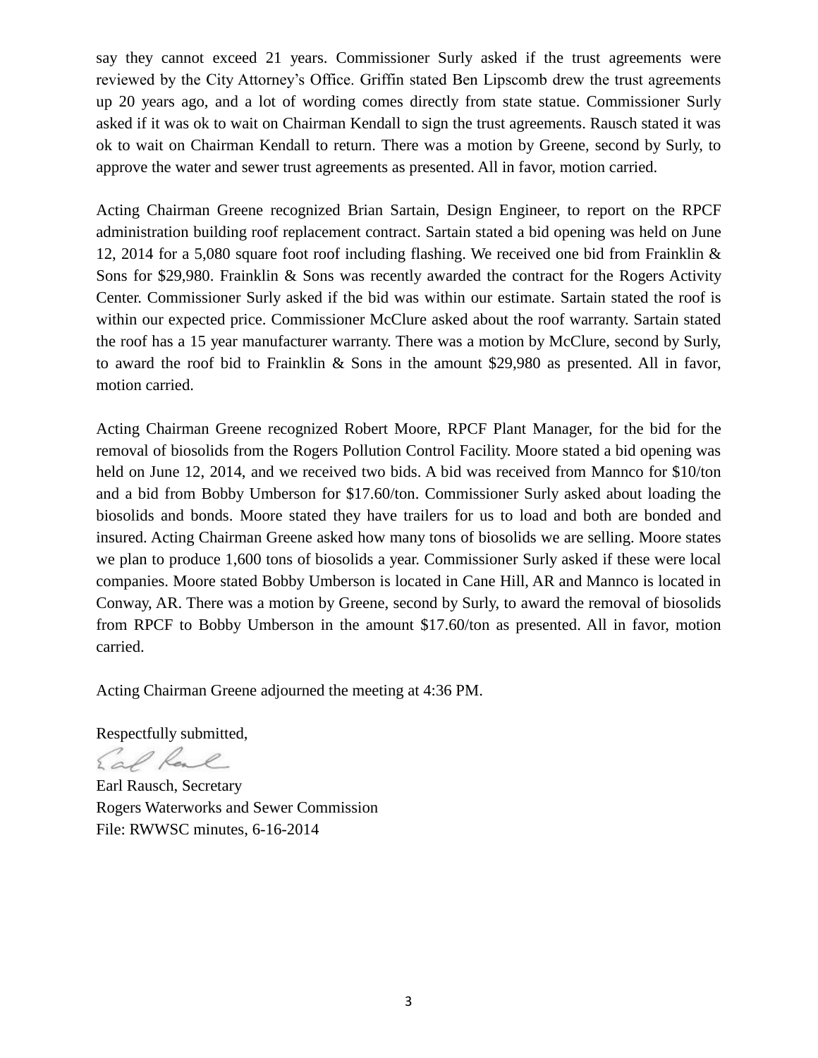say they cannot exceed 21 years. Commissioner Surly asked if the trust agreements were reviewed by the City Attorney's Office. Griffin stated Ben Lipscomb drew the trust agreements up 20 years ago, and a lot of wording comes directly from state statue. Commissioner Surly asked if it was ok to wait on Chairman Kendall to sign the trust agreements. Rausch stated it was ok to wait on Chairman Kendall to return. There was a motion by Greene, second by Surly, to approve the water and sewer trust agreements as presented. All in favor, motion carried.

Acting Chairman Greene recognized Brian Sartain, Design Engineer, to report on the RPCF administration building roof replacement contract. Sartain stated a bid opening was held on June 12, 2014 for a 5,080 square foot roof including flashing. We received one bid from Frainklin & Sons for $29,980. Frainklin & Sons was recently awarded the contract for the Rogers Activity Center. Commissioner Surly asked if the bid was within our estimate. Sartain stated the roof is within our expected price. Commissioner McClure asked about the roof warranty. Sartain stated the roof has a 15 year manufacturer warranty. There was a motion by McClure, second by Surly, to award the roof bid to Frainklin & Sons in the amount $29,980 as presented. All in favor, motion carried.

Acting Chairman Greene recognized Robert Moore, RPCF Plant Manager, for the bid for the removal of biosolids from the Rogers Pollution Control Facility. Moore stated a bid opening was held on June 12, 2014, and we received two bids. A bid was received from Mannco for $10/ton and a bid from Bobby Umberson for $17.60/ton. Commissioner Surly asked about loading the biosolids and bonds. Moore stated they have trailers for us to load and both are bonded and insured. Acting Chairman Greene asked how many tons of biosolids we are selling. Moore states we plan to produce 1,600 tons of biosolids a year. Commissioner Surly asked if these were local companies. Moore stated Bobby Umberson is located in Cane Hill, AR and Mannco is located in Conway, AR. There was a motion by Greene, second by Surly, to award the removal of biosolids from RPCF to Bobby Umberson in the amount $17.60/ton as presented. All in favor, motion carried.

Acting Chairman Greene adjourned the meeting at 4:36 PM.

Respectfully submitted,

Earl Rausch, Secretary
Rogers Waterworks and Sewer Commission
File: RWWSC minutes, 6-16-2014